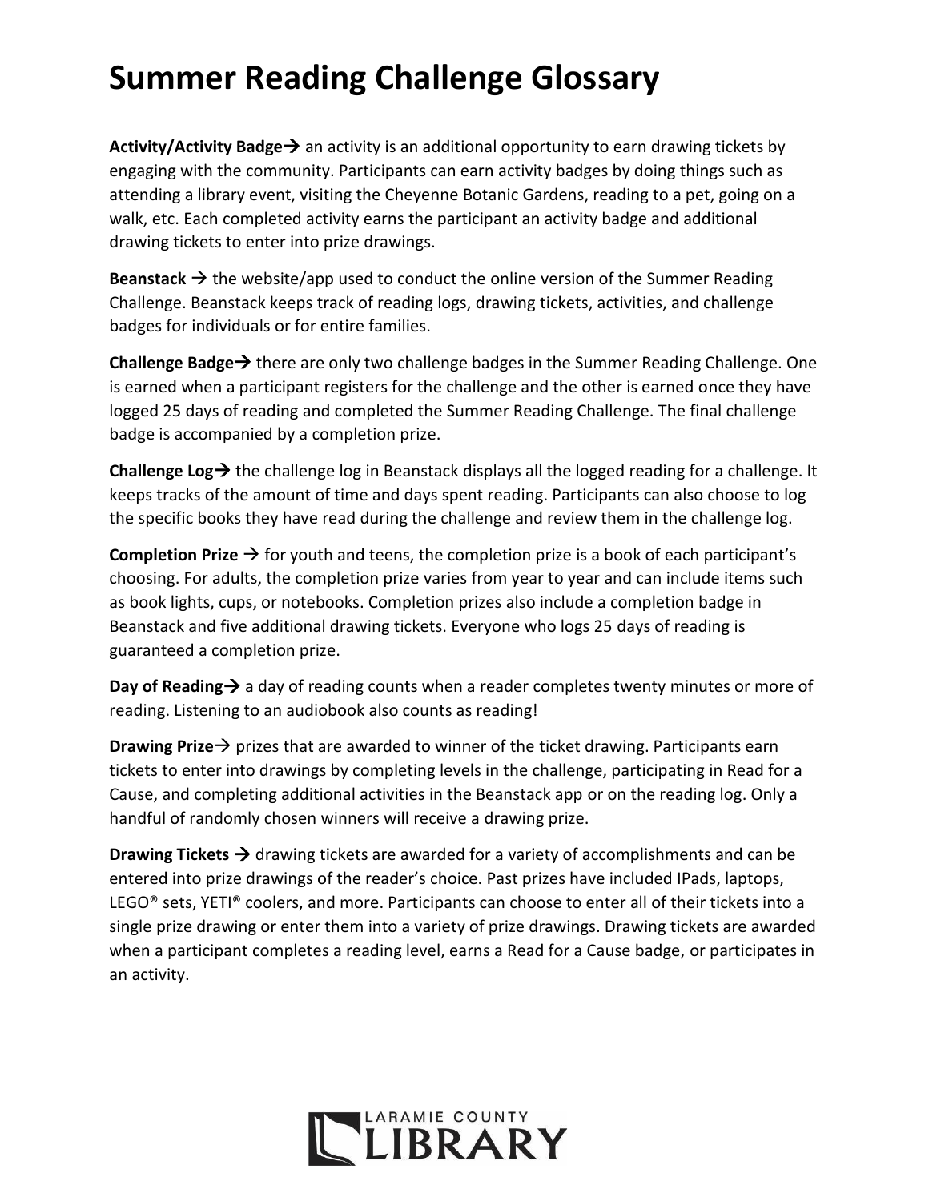# Summer Reading Challenge Glossary

**Activity/Activity Badge→** an activity is an additional opportunity to earn drawing tickets by engaging with the community. Participants can earn activity badges by doing things such as attending a library event, visiting the Cheyenne Botanic Gardens, reading to a pet, going on a walk, etc. Each completed activity earns the participant an activity badge and additional drawing tickets to enter into prize drawings.

**Beanstack →** the website/app used to conduct the online version of the Summer Reading Challenge. Beanstack keeps track of reading logs, drawing tickets, activities, and challenge badges for individuals or for entire families.

**Challenge Badge→** there are only two challenge badges in the Summer Reading Challenge. One is earned when a participant registers for the challenge and the other is earned once they have logged 25 days of reading and completed the Summer Reading Challenge. The final challenge badge is accompanied by a completion prize.

**Challenge Log→** the challenge log in Beanstack displays all the logged reading for a challenge. It keeps tracks of the amount of time and days spent reading. Participants can also choose to log the specific books they have read during the challenge and review them in the challenge log.

**Completion Prize →** for youth and teens, the completion prize is a book of each participant's choosing. For adults, the completion prize varies from year to year and can include items such as book lights, cups, or notebooks. Completion prizes also include a completion badge in Beanstack and five additional drawing tickets. Everyone who logs 25 days of reading is guaranteed a completion prize.

**Day of Reading→** a day of reading counts when a reader completes twenty minutes or more of reading. Listening to an audiobook also counts as reading!

**Drawing Prize→** prizes that are awarded to winner of the ticket drawing. Participants earn tickets to enter into drawings by completing levels in the challenge, participating in Read for a Cause, and completing additional activities in the Beanstack app or on the reading log. Only a handful of randomly chosen winners will receive a drawing prize.

**Drawing Tickets →** drawing tickets are awarded for a variety of accomplishments and can be entered into prize drawings of the reader's choice. Past prizes have included IPads, laptops, LEGO® sets, YETI® coolers, and more. Participants can choose to enter all of their tickets into a single prize drawing or enter them into a variety of prize drawings. Drawing tickets are awarded when a participant completes a reading level, earns a Read for a Cause badge, or participates in an activity.

LARAMIE COUNTY LIBRARY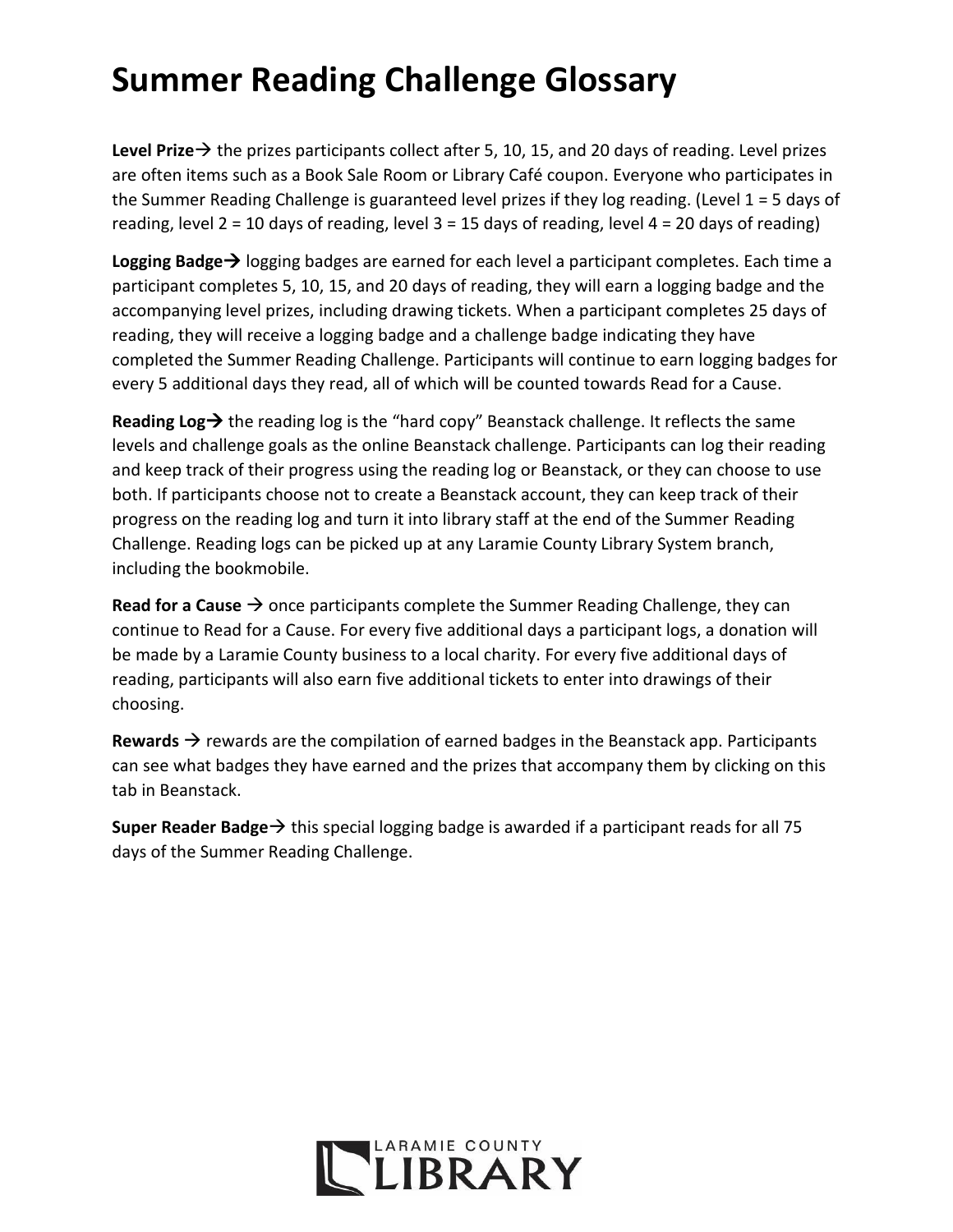# Summer Reading Challenge Glossary

**Level Prize**→ the prizes participants collect after 5, 10, 15, and 20 days of reading. Level prizes are often items such as a Book Sale Room or Library Café coupon. Everyone who participates in the Summer Reading Challenge is guaranteed level prizes if they log reading. (Level 1 = 5 days of reading, level 2 = 10 days of reading, level 3 = 15 days of reading, level 4 = 20 days of reading)

**Logging Badge**→ logging badges are earned for each level a participant completes. Each time a participant completes 5, 10, 15, and 20 days of reading, they will earn a logging badge and the accompanying level prizes, including drawing tickets. When a participant completes 25 days of reading, they will receive a logging badge and a challenge badge indicating they have completed the Summer Reading Challenge. Participants will continue to earn logging badges for every 5 additional days they read, all of which will be counted towards Read for a Cause.

**Reading Log**→ the reading log is the "hard copy" Beanstack challenge. It reflects the same levels and challenge goals as the online Beanstack challenge. Participants can log their reading and keep track of their progress using the reading log or Beanstack, or they can choose to use both. If participants choose not to create a Beanstack account, they can keep track of their progress on the reading log and turn it into library staff at the end of the Summer Reading Challenge. Reading logs can be picked up at any Laramie County Library System branch, including the bookmobile.

**Read for a Cause** → once participants complete the Summer Reading Challenge, they can continue to Read for a Cause. For every five additional days a participant logs, a donation will be made by a Laramie County business to a local charity. For every five additional days of reading, participants will also earn five additional tickets to enter into drawings of their choosing.

**Rewards** → rewards are the compilation of earned badges in the Beanstack app. Participants can see what badges they have earned and the prizes that accompany them by clicking on this tab in Beanstack.

**Super Reader Badge**→ this special logging badge is awarded if a participant reads for all 75 days of the Summer Reading Challenge.

LARAMIE COUNTY LIBRARY